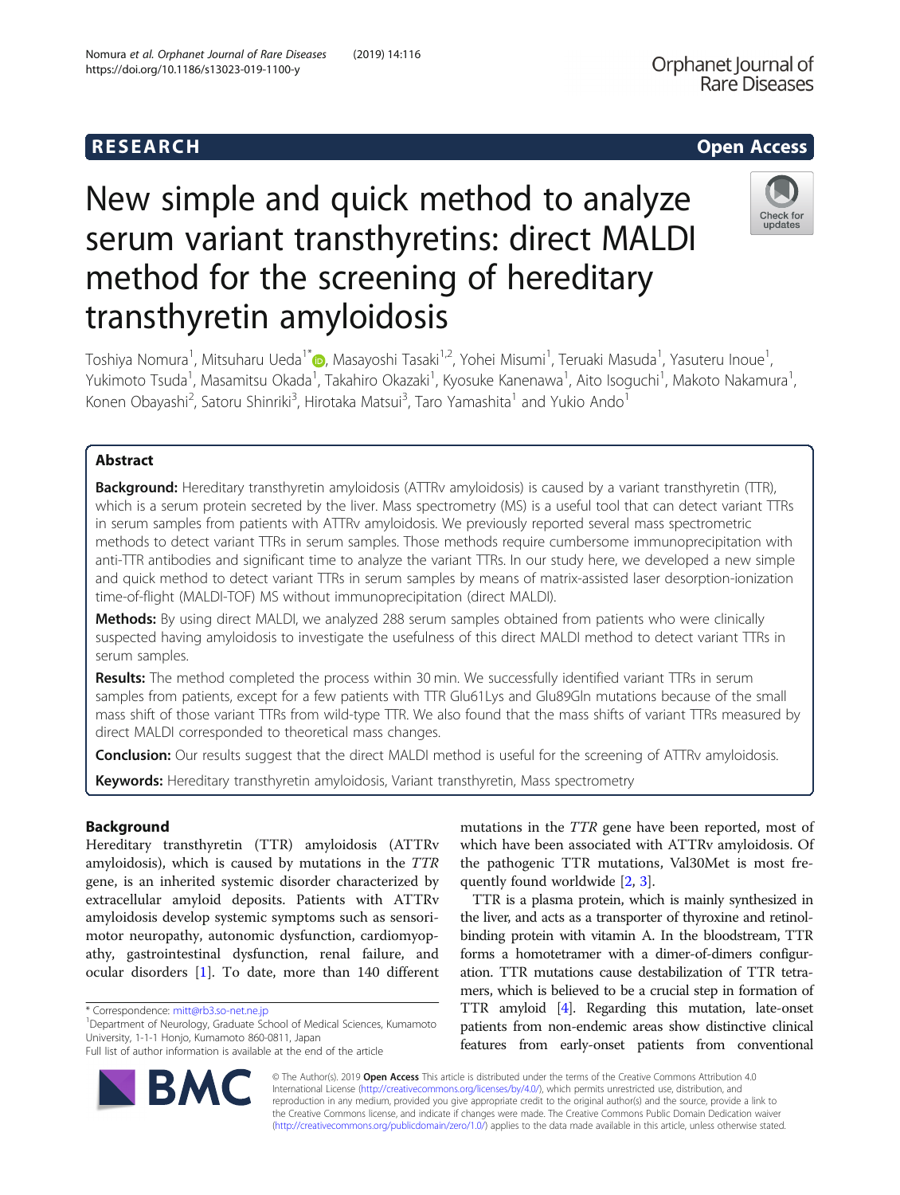RESEARCH

Open Access

# New simple and quick method to analyze serum variant transthyretins: direct MALDI method for the screening of hereditary transthyretin amyloidosis

Toshiya Nomura[1], Mitsuharu Ueda[1*], Masayoshi Tasaki[1,2], Yohei Misumi[1], Teruaki Masuda[1], Yasuteru Inoue[1], Yukimoto Tsuda[1], Masamitsu Okada[1], Takahiro Okazaki[1], Kyosuke Kanenawa[1], Aito Isoguchi[1], Makoto Nakamura[1], Konen Obayashi[2], Satoru Shinriki[3], Hirotaka Matsui[3], Taro Yamashita[1] and Yukio Ando[1]

## Abstract

**Background:** Hereditary transthyretin amyloidosis (ATTRv amyloidosis) is caused by a variant transthyretin (TTR), which is a serum protein secreted by the liver. Mass spectrometry (MS) is a useful tool that can detect variant TTRs in serum samples from patients with ATTRv amyloidosis. We previously reported several mass spectrometric methods to detect variant TTRs in serum samples. Those methods require cumbersome immunoprecipitation with anti-TTR antibodies and significant time to analyze the variant TTRs. In our study here, we developed a new simple and quick method to detect variant TTRs in serum samples by means of matrix-assisted laser desorption-ionization time-of-flight (MALDI-TOF) MS without immunoprecipitation (direct MALDI).

**Methods:** By using direct MALDI, we analyzed 288 serum samples obtained from patients who were clinically suspected having amyloidosis to investigate the usefulness of this direct MALDI method to detect variant TTRs in serum samples.

**Results:** The method completed the process within 30 min. We successfully identified variant TTRs in serum samples from patients, except for a few patients with TTR Glu61Lys and Glu89Gln mutations because of the small mass shift of those variant TTRs from wild-type TTR. We also found that the mass shifts of variant TTRs measured by direct MALDI corresponded to theoretical mass changes.

**Conclusion:** Our results suggest that the direct MALDI method is useful for the screening of ATTRv amyloidosis.

**Keywords:** Hereditary transthyretin amyloidosis, Variant transthyretin, Mass spectrometry

## Background

Hereditary transthyretin (TTR) amyloidosis (ATTRv amyloidosis), which is caused by mutations in the *TTR* gene, is an inherited systemic disorder characterized by extracellular amyloid deposits. Patients with ATTRv amyloidosis develop systemic symptoms such as sensorimotor neuropathy, autonomic dysfunction, cardiomyopathy, gastrointestinal dysfunction, renal failure, and ocular disorders [1]. To date, more than 140 different mutations in the *TTR* gene have been reported, most of which have been associated with ATTRv amyloidosis. Of the pathogenic TTR mutations, Val30Met is most frequently found worldwide [2, 3].

TTR is a plasma protein, which is mainly synthesized in the liver, and acts as a transporter of thyroxine and retinol-binding protein with vitamin A. In the bloodstream, TTR forms a homotetramer with a dimer-of-dimers configuration. TTR mutations cause destabilization of TTR tetramers, which is believed to be a crucial step in formation of TTR amyloid [4]. Regarding this mutation, late-onset patients from non-endemic areas show distinctive clinical features from early-onset patients from conventional

* Correspondence: mitt@rb3.so-net.ne.jp
[1]Department of Neurology, Graduate School of Medical Sciences, Kumamoto University, 1-1-1 Honjo, Kumamoto 860-0811, Japan
Full list of author information is available at the end of the article

© The Author(s). 2019 **Open Access** This article is distributed under the terms of the Creative Commons Attribution 4.0 International License (http://creativecommons.org/licenses/by/4.0/), which permits unrestricted use, distribution, and reproduction in any medium, provided you give appropriate credit to the original author(s) and the source, provide a link to the Creative Commons license, and indicate if changes were made. The Creative Commons Public Domain Dedication waiver (http://creativecommons.org/publicdomain/zero/1.0/) applies to the data made available in this article, unless otherwise stated.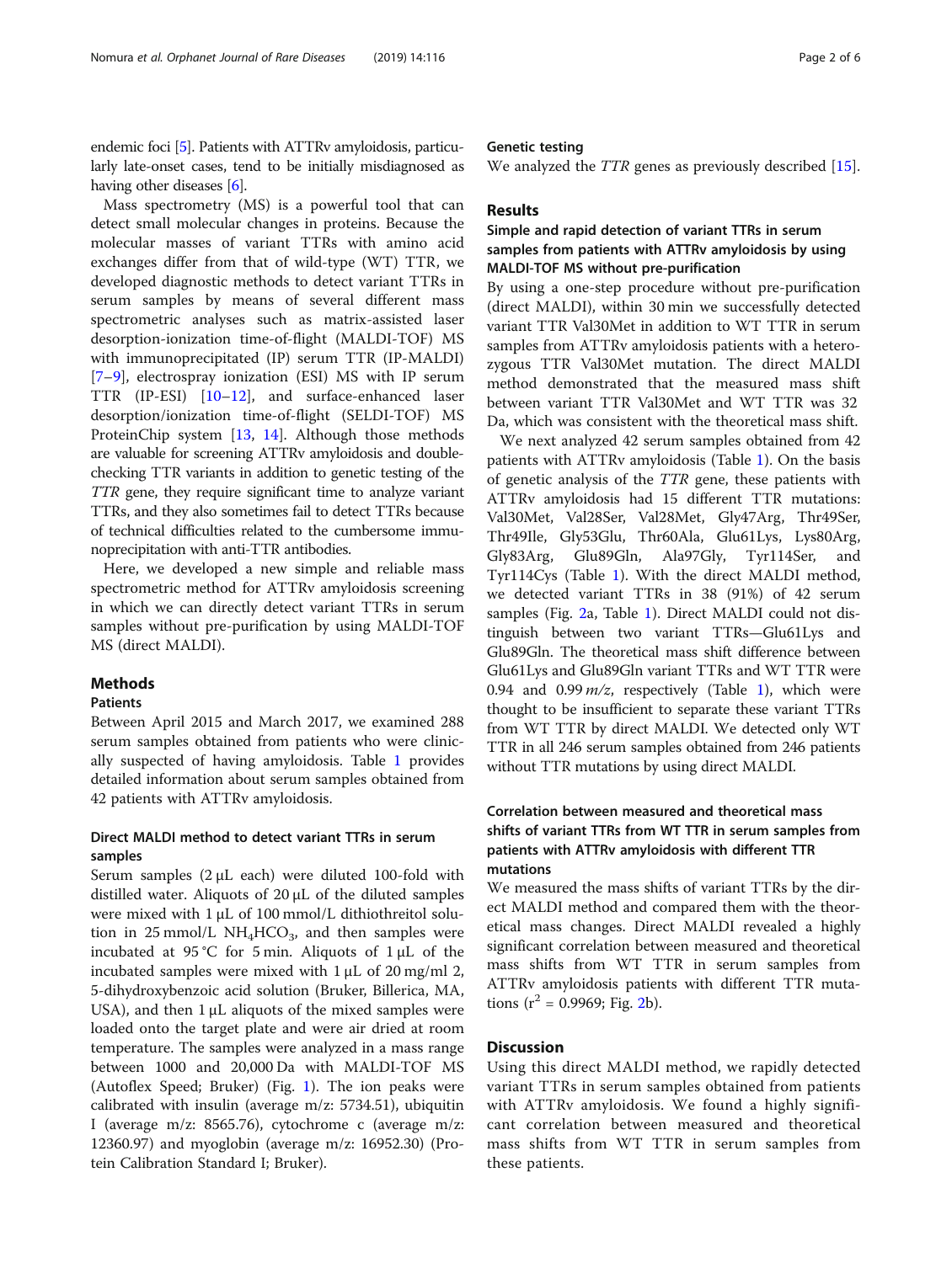endemic foci [5]. Patients with ATTRv amyloidosis, particularly late-onset cases, tend to be initially misdiagnosed as having other diseases [6].

Mass spectrometry (MS) is a powerful tool that can detect small molecular changes in proteins. Because the molecular masses of variant TTRs with amino acid exchanges differ from that of wild-type (WT) TTR, we developed diagnostic methods to detect variant TTRs in serum samples by means of several different mass spectrometric analyses such as matrix-assisted laser desorption-ionization time-of-flight (MALDI-TOF) MS with immunoprecipitated (IP) serum TTR (IP-MALDI) [7–9], electrospray ionization (ESI) MS with IP serum TTR (IP-ESI) [10–12], and surface-enhanced laser desorption/ionization time-of-flight (SELDI-TOF) MS ProteinChip system [13, 14]. Although those methods are valuable for screening ATTRv amyloidosis and double-checking TTR variants in addition to genetic testing of the *TTR* gene, they require significant time to analyze variant TTRs, and they also sometimes fail to detect TTRs because of technical difficulties related to the cumbersome immunoprecipitation with anti-TTR antibodies.

Here, we developed a new simple and reliable mass spectrometric method for ATTRv amyloidosis screening in which we can directly detect variant TTRs in serum samples without pre-purification by using MALDI-TOF MS (direct MALDI).

## Methods

### Patients

Between April 2015 and March 2017, we examined 288 serum samples obtained from patients who were clinically suspected of having amyloidosis. Table 1 provides detailed information about serum samples obtained from 42 patients with ATTRv amyloidosis.

### Direct MALDI method to detect variant TTRs in serum samples

Serum samples (2 μL each) were diluted 100-fold with distilled water. Aliquots of 20 μL of the diluted samples were mixed with 1 μL of 100 mmol/L dithiothreitol solution in 25 mmol/L $NH_4HCO_3$, and then samples were incubated at 95 °C for 5 min. Aliquots of 1 μL of the incubated samples were mixed with 1 μL of 20 mg/ml 2, 5-dihydroxybenzoic acid solution (Bruker, Billerica, MA, USA), and then 1 μL aliquots of the mixed samples were loaded onto the target plate and were air dried at room temperature. The samples were analyzed in a mass range between 1000 and 20,000 Da with MALDI-TOF MS (Autoflex Speed; Bruker) (Fig. 1). The ion peaks were calibrated with insulin (average m/z: 5734.51), ubiquitin I (average m/z: 8565.76), cytochrome c (average m/z: 12360.97) and myoglobin (average m/z: 16952.30) (Protein Calibration Standard I; Bruker).

### Genetic testing

We analyzed the *TTR* genes as previously described [15].

## Results

### Simple and rapid detection of variant TTRs in serum samples from patients with ATTRv amyloidosis by using MALDI-TOF MS without pre-purification

By using a one-step procedure without pre-purification (direct MALDI), within 30 min we successfully detected variant TTR Val30Met in addition to WT TTR in serum samples from ATTRv amyloidosis patients with a heterozygous TTR Val30Met mutation. The direct MALDI method demonstrated that the measured mass shift between variant TTR Val30Met and WT TTR was 32 Da, which was consistent with the theoretical mass shift.

We next analyzed 42 serum samples obtained from 42 patients with ATTRv amyloidosis (Table 1). On the basis of genetic analysis of the *TTR* gene, these patients with ATTRv amyloidosis had 15 different TTR mutations: Val30Met, Val28Ser, Val28Met, Gly47Arg, Thr49Ser, Thr49Ile, Gly53Glu, Thr60Ala, Glu61Lys, Lys80Arg, Gly83Arg, Glu89Gln, Ala97Gly, Tyr114Ser, and Tyr114Cys (Table 1). With the direct MALDI method, we detected variant TTRs in 38 (91%) of 42 serum samples (Fig. 2a, Table 1). Direct MALDI could not distinguish between two variant TTRs—Glu61Lys and Glu89Gln. The theoretical mass shift difference between Glu61Lys and Glu89Gln variant TTRs and WT TTR were 0.94 and 0.99 *m/z*, respectively (Table 1), which were thought to be insufficient to separate these variant TTRs from WT TTR by direct MALDI. We detected only WT TTR in all 246 serum samples obtained from 246 patients without TTR mutations by using direct MALDI.

### Correlation between measured and theoretical mass shifts of variant TTRs from WT TTR in serum samples from patients with ATTRv amyloidosis with different TTR mutations

We measured the mass shifts of variant TTRs by the direct MALDI method and compared them with the theoretical mass changes. Direct MALDI revealed a highly significant correlation between measured and theoretical mass shifts from WT TTR in serum samples from ATTRv amyloidosis patients with different TTR mutations ($r^2 = 0.9969$; Fig. 2b).

## Discussion

Using this direct MALDI method, we rapidly detected variant TTRs in serum samples obtained from patients with ATTRv amyloidosis. We found a highly significant correlation between measured and theoretical mass shifts from WT TTR in serum samples from these patients.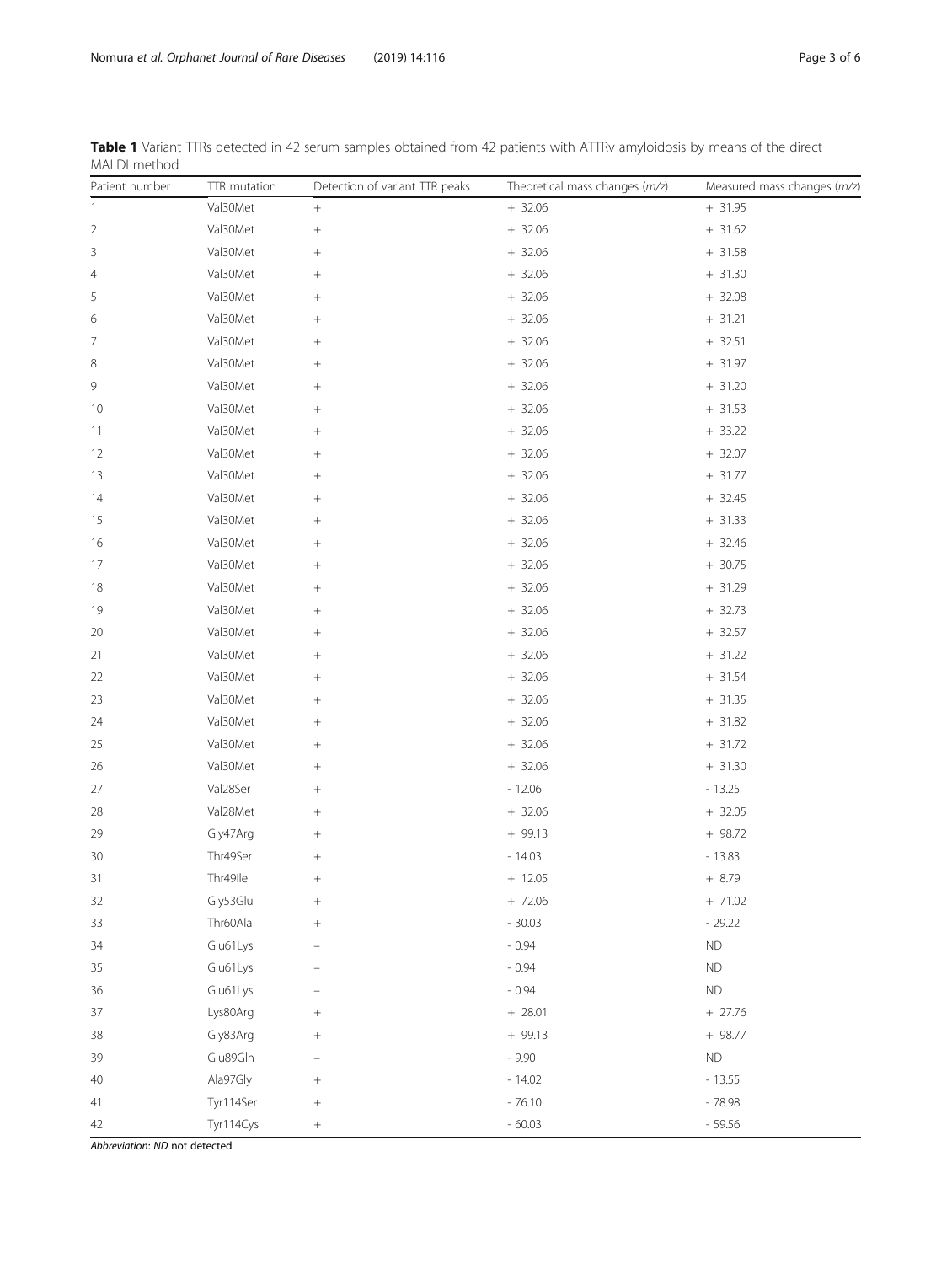**Table 1** Variant TTRs detected in 42 serum samples obtained from 42 patients with ATTRv amyloidosis by means of the direct MALDI method

| Patient number | TTR mutation | Detection of variant TTR peaks | Theoretical mass changes (*m/z*) | Measured mass changes (*m/z*) |
|---|---|---|---|---|
| 1 | Val30Met | + | + 32.06 | + 31.95 |
| 2 | Val30Met | + | + 32.06 | + 31.62 |
| 3 | Val30Met | + | + 32.06 | + 31.58 |
| 4 | Val30Met | + | + 32.06 | + 31.30 |
| 5 | Val30Met | + | + 32.06 | + 32.08 |
| 6 | Val30Met | + | + 32.06 | + 31.21 |
| 7 | Val30Met | + | + 32.06 | + 32.51 |
| 8 | Val30Met | + | + 32.06 | + 31.97 |
| 9 | Val30Met | + | + 32.06 | + 31.20 |
| 10 | Val30Met | + | + 32.06 | + 31.53 |
| 11 | Val30Met | + | + 32.06 | + 33.22 |
| 12 | Val30Met | + | + 32.06 | + 32.07 |
| 13 | Val30Met | + | + 32.06 | + 31.77 |
| 14 | Val30Met | + | + 32.06 | + 32.45 |
| 15 | Val30Met | + | + 32.06 | + 31.33 |
| 16 | Val30Met | + | + 32.06 | + 32.46 |
| 17 | Val30Met | + | + 32.06 | + 30.75 |
| 18 | Val30Met | + | + 32.06 | + 31.29 |
| 19 | Val30Met | + | + 32.06 | + 32.73 |
| 20 | Val30Met | + | + 32.06 | + 32.57 |
| 21 | Val30Met | + | + 32.06 | + 31.22 |
| 22 | Val30Met | + | + 32.06 | + 31.54 |
| 23 | Val30Met | + | + 32.06 | + 31.35 |
| 24 | Val30Met | + | + 32.06 | + 31.82 |
| 25 | Val30Met | + | + 32.06 | + 31.72 |
| 26 | Val30Met | + | + 32.06 | + 31.30 |
| 27 | Val28Ser | + | - 12.06 | - 13.25 |
| 28 | Val28Met | + | + 32.06 | + 32.05 |
| 29 | Gly47Arg | + | + 99.13 | + 98.72 |
| 30 | Thr49Ser | + | - 14.03 | - 13.83 |
| 31 | Thr49Ile | + | + 12.05 | + 8.79 |
| 32 | Gly53Glu | + | + 72.06 | + 71.02 |
| 33 | Thr60Ala | + | - 30.03 | - 29.22 |
| 34 | Glu61Lys | – | - 0.94 | ND |
| 35 | Glu61Lys | – | - 0.94 | ND |
| 36 | Glu61Lys | – | - 0.94 | ND |
| 37 | Lys80Arg | + | + 28.01 | + 27.76 |
| 38 | Gly83Arg | + | + 99.13 | + 98.77 |
| 39 | Glu89Gln | – | - 9.90 | ND |
| 40 | Ala97Gly | + | - 14.02 | - 13.55 |
| 41 | Tyr114Ser | + | - 76.10 | - 78.98 |
| 42 | Tyr114Cys | + | - 60.03 | - 59.56 |

*Abbreviation*: *ND* not detected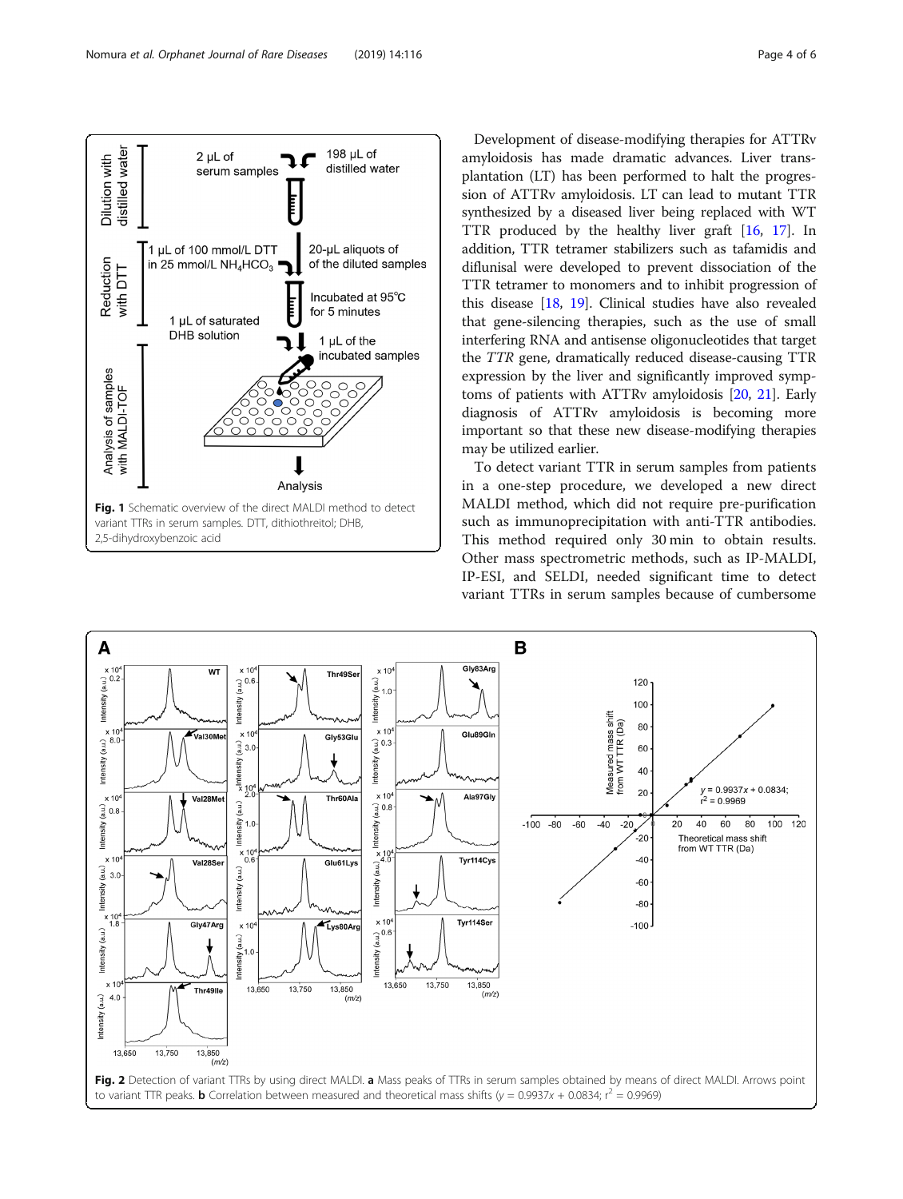Fig. 1 Schematic overview of the direct MALDI method to detect variant TTRs in serum samples. DTT, dithiothreitol; DHB, 2,5-dihydroxybenzoic acid

Development of disease-modifying therapies for ATTRv amyloidosis has made dramatic advances. Liver transplantation (LT) has been performed to halt the progression of ATTRv amyloidosis. LT can lead to mutant TTR synthesized by a diseased liver being replaced with WT TTR produced by the healthy liver graft [16, 17]. In addition, TTR tetramer stabilizers such as tafamidis and diflunisal were developed to prevent dissociation of the TTR tetramer to monomers and to inhibit progression of this disease [18, 19]. Clinical studies have also revealed that gene-silencing therapies, such as the use of small interfering RNA and antisense oligonucleotides that target the *TTR* gene, dramatically reduced disease-causing TTR expression by the liver and significantly improved symptoms of patients with ATTRv amyloidosis [20, 21]. Early diagnosis of ATTRv amyloidosis is becoming more important so that these new disease-modifying therapies may be utilized earlier.

To detect variant TTR in serum samples from patients in a one-step procedure, we developed a new direct MALDI method, which did not require pre-purification such as immunoprecipitation with anti-TTR antibodies. This method required only 30 min to obtain results. Other mass spectrometric methods, such as IP-MALDI, IP-ESI, and SELDI, needed significant time to detect variant TTRs in serum samples because of cumbersome

**Fig. 2** Detection of variant TTRs by using direct MALDI. **a** Mass peaks of TTRs in serum samples obtained by means of direct MALDI. Arrows point to variant TTR peaks. **b** Correlation between measured and theoretical mass shifts ($y = 0.9937x + 0.0834$; $r^2 = 0.9969$)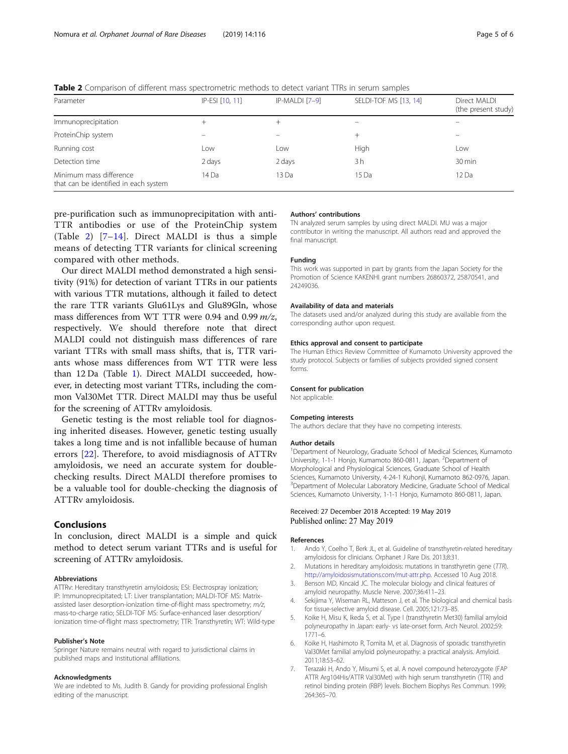**Table 2** Comparison of different mass spectrometric methods to detect variant TTRs in serum samples

| Parameter | IP-ESI [10, 11] | IP-MALDI [7–9] | SELDI-TOF MS [13, 14] | Direct MALDI (the present study) |
|---|---|---|---|---|
| Immunoprecipitation | + | + | – | – |
| ProteinChip system | – | – | + | – |
| Running cost | Low | Low | High | Low |
| Detection time | 2 days | 2 days | 3 h | 30 min |
| Minimum mass difference that can be identified in each system | 14 Da | 13 Da | 15 Da | 12 Da |

pre-purification such as immunoprecipitation with anti-TTR antibodies or use of the ProteinChip system (Table 2) [7–14]. Direct MALDI is thus a simple means of detecting TTR variants for clinical screening compared with other methods.

Our direct MALDI method demonstrated a high sensitivity (91%) for detection of variant TTRs in our patients with various TTR mutations, although it failed to detect the rare TTR variants Glu61Lys and Glu89Gln, whose mass differences from WT TTR were 0.94 and 0.99 *m/z*, respectively. We should therefore note that direct MALDI could not distinguish mass differences of rare variant TTRs with small mass shifts, that is, TTR variants whose mass differences from WT TTR were less than 12 Da (Table 1). Direct MALDI succeeded, however, in detecting most variant TTRs, including the common Val30Met TTR. Direct MALDI may thus be useful for the screening of ATTRv amyloidosis.

Genetic testing is the most reliable tool for diagnosing inherited diseases. However, genetic testing usually takes a long time and is not infallible because of human errors [22]. Therefore, to avoid misdiagnosis of ATTRv amyloidosis, we need an accurate system for double-checking results. Direct MALDI therefore promises to be a valuable tool for double-checking the diagnosis of ATTRv amyloidosis.

## Conclusions

In conclusion, direct MALDI is a simple and quick method to detect serum variant TTRs and is useful for screening of ATTRv amyloidosis.

#### Abbreviations

ATTRv: Hereditary transthyretin amyloidosis; ESI: Electrospray ionization; IP: Immunoprecipitated; LT: Liver transplantation; MALDI-TOF MS: Matrix-assisted laser desorption-ionization time-of-flight mass spectrometry; *m/z*, mass-to-charge ratio; SELDI-TOF MS: Surface-enhanced laser desorption/ionization time-of-flight mass spectrometry; TTR: Transthyretin; WT: Wild-type

#### Publisher's Note

Springer Nature remains neutral with regard to jurisdictional claims in published maps and institutional affiliations.

#### Acknowledgments

We are indebted to Ms. Judith B. Gandy for providing professional English editing of the manuscript.

#### Authors' contributions

TN analyzed serum samples by using direct MALDI. MU was a major contributor in writing the manuscript. All authors read and approved the final manuscript.

#### Funding

This work was supported in part by grants from the Japan Society for the Promotion of Science KAKENHI grant numbers 26860372, 25870541, and 24249036.

#### Availability of data and materials

The datasets used and/or analyzed during this study are available from the corresponding author upon request.

#### Ethics approval and consent to participate

The Human Ethics Review Committee of Kumamoto University approved the study protocol. Subjects or families of subjects provided signed consent forms.

#### Consent for publication

Not applicable.

#### Competing interests

The authors declare that they have no competing interests.

#### Author details

[1]Department of Neurology, Graduate School of Medical Sciences, Kumamoto University, 1-1-1 Honjo, Kumamoto 860-0811, Japan. [2]Department of Morphological and Physiological Sciences, Graduate School of Health Sciences, Kumamoto University, 4-24-1 Kuhonji, Kumamoto 862-0976, Japan. [3]Department of Molecular Laboratory Medicine, Graduate School of Medical Sciences, Kumamoto University, 1-1-1 Honjo, Kumamoto 860-0811, Japan.

Received: 27 December 2018 Accepted: 19 May 2019
Published online: 27 May 2019

#### References

1. Ando Y, Coelho T, Berk JL, et al. Guideline of transthyretin-related hereditary amyloidosis for clinicians. Orphanet J Rare Dis. 2013;8:31.
2. Mutations in hereditary amyloidosis: mutations in transthyretin gene (*TTR*). http://amyloidosismutations.com/mut-attr.php. Accessed 10 Aug 2018.
3. Benson MD, Kincaid JC. The molecular biology and clinical features of amyloid neuropathy. Muscle Nerve. 2007;36:411–23.
4. Sekijima Y, Wiseman RL, Matteson J, et al. The biological and chemical basis for tissue-selective amyloid disease. Cell. 2005;121:73–85.
5. Koike H, Misu K, Ikeda S, et al. Type I (transthyretin Met30) familial amyloid polyneuropathy in Japan: early- vs late-onset form. Arch Neurol. 2002;59: 1771–6.
6. Koike H, Hashimoto R, Tomita M, et al. Diagnosis of sporadic transthyretin Val30Met familial amyloid polyneuropathy: a practical analysis. Amyloid. 2011;18:53–62.
7. Terazaki H, Ando Y, Misumi S, et al. A novel compound heterozygote (FAP ATTR Arg104His/ATTR Val30Met) with high serum transthyretin (TTR) and retinol binding protein (RBP) levels. Biochem Biophys Res Commun. 1999; 264:365–70.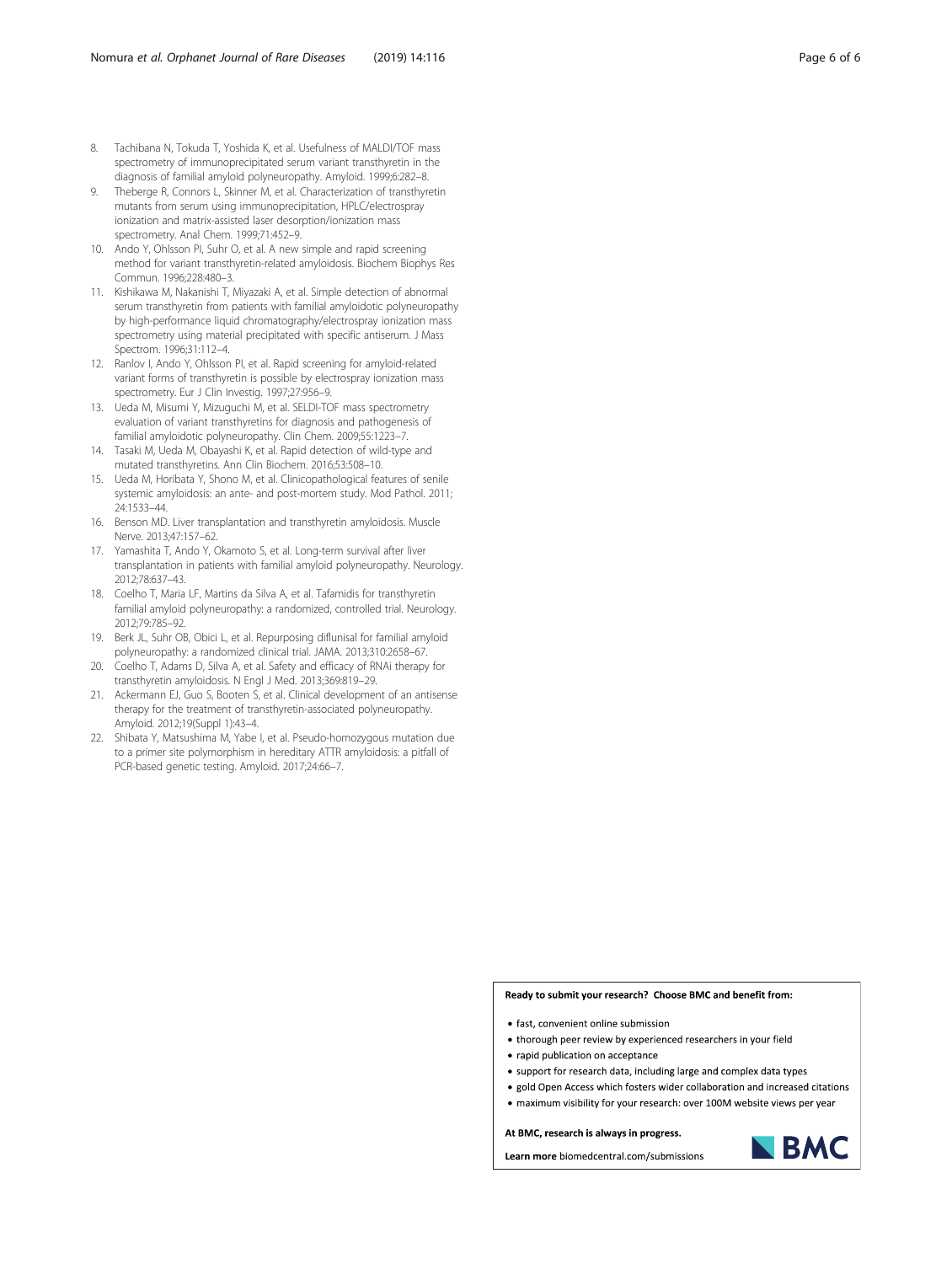8. Tachibana N, Tokuda T, Yoshida K, et al. Usefulness of MALDI/TOF mass spectrometry of immunoprecipitated serum variant transthyretin in the diagnosis of familial amyloid polyneuropathy. Amyloid. 1999;6:282–8.
9. Theberge R, Connors L, Skinner M, et al. Characterization of transthyretin mutants from serum using immunoprecipitation, HPLC/electrospray ionization and matrix-assisted laser desorption/ionization mass spectrometry. Anal Chem. 1999;71:452–9.
10. Ando Y, Ohlsson PI, Suhr O, et al. A new simple and rapid screening method for variant transthyretin-related amyloidosis. Biochem Biophys Res Commun. 1996;228:480–3.
11. Kishikawa M, Nakanishi T, Miyazaki A, et al. Simple detection of abnormal serum transthyretin from patients with familial amyloidotic polyneuropathy by high-performance liquid chromatography/electrospray ionization mass spectrometry using material precipitated with specific antiserum. J Mass Spectrom. 1996;31:112–4.
12. Ranlov I, Ando Y, Ohlsson PI, et al. Rapid screening for amyloid-related variant forms of transthyretin is possible by electrospray ionization mass spectrometry. Eur J Clin Investig. 1997;27:956–9.
13. Ueda M, Misumi Y, Mizuguchi M, et al. SELDI-TOF mass spectrometry evaluation of variant transthyretins for diagnosis and pathogenesis of familial amyloidotic polyneuropathy. Clin Chem. 2009;55:1223–7.
14. Tasaki M, Ueda M, Obayashi K, et al. Rapid detection of wild-type and mutated transthyretins. Ann Clin Biochem. 2016;53:508–10.
15. Ueda M, Horibata Y, Shono M, et al. Clinicopathological features of senile systemic amyloidosis: an ante- and post-mortem study. Mod Pathol. 2011; 24:1533–44.
16. Benson MD. Liver transplantation and transthyretin amyloidosis. Muscle Nerve. 2013;47:157–62.
17. Yamashita T, Ando Y, Okamoto S, et al. Long-term survival after liver transplantation in patients with familial amyloid polyneuropathy. Neurology. 2012;78:637–43.
18. Coelho T, Maria LF, Martins da Silva A, et al. Tafamidis for transthyretin familial amyloid polyneuropathy: a randomized, controlled trial. Neurology. 2012;79:785–92.
19. Berk JL, Suhr OB, Obici L, et al. Repurposing diflunisal for familial amyloid polyneuropathy: a randomized clinical trial. JAMA. 2013;310:2658–67.
20. Coelho T, Adams D, Silva A, et al. Safety and efficacy of RNAi therapy for transthyretin amyloidosis. N Engl J Med. 2013;369:819–29.
21. Ackermann EJ, Guo S, Booten S, et al. Clinical development of an antisense therapy for the treatment of transthyretin-associated polyneuropathy. Amyloid. 2012;19(Suppl 1):43–4.
22. Shibata Y, Matsushima M, Yabe I, et al. Pseudo-homozygous mutation due to a primer site polymorphism in hereditary ATTR amyloidosis: a pitfall of PCR-based genetic testing. Amyloid. 2017;24:66–7.